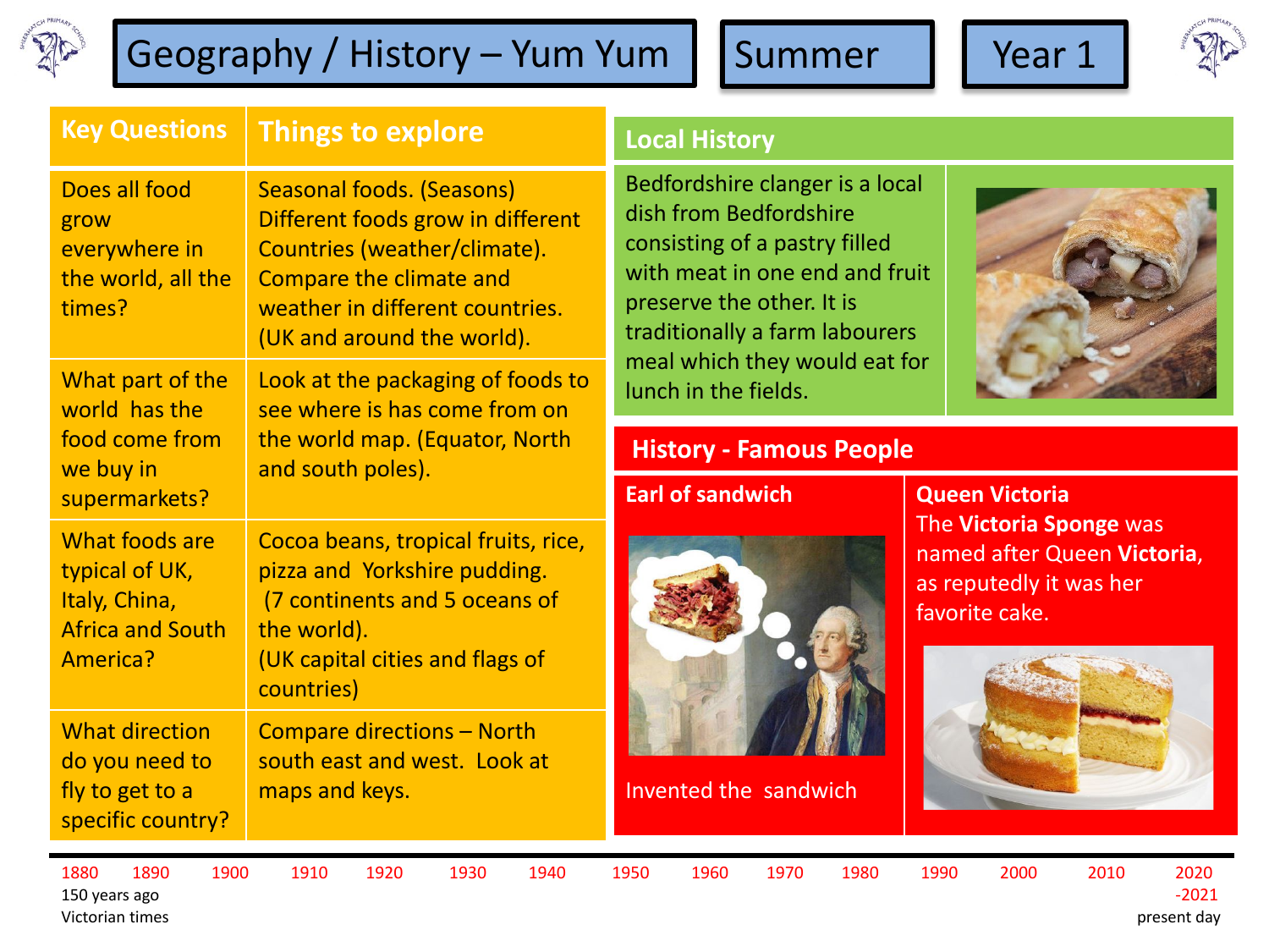# Geography / History – Yum Yum

**Summer** | **Year 1**

| Key Questions | Things to explore |
| --- | --- |
| Does all food grow everywhere in the world, all the times? | Seasonal foods. (Seasons) Different foods grow in different Countries (weather/climate). Compare the climate and weather in different countries. (UK and around the world). |
| What part of the world has the food come from we buy in supermarkets? | Look at the packaging of foods to see where is has come from on the world map. (Equator, North and south poles). |
| What foods are typical of UK, Italy, China, Africa and South America? | Cocoa beans, tropical fruits, rice, pizza and Yorkshire pudding. (7 continents and 5 oceans of the world). (UK capital cities and flags of countries) |
| What direction do you need to fly to get to a specific country? | Compare directions – North south east and west. Look at maps and keys. |

## Local History

Bedfordshire clanger is a local dish from Bedfordshire consisting of a pastry filled with meat in one end and fruit preserve the other. It is traditionally a farm labourers meal which they would eat for lunch in the fields.

## History - Famous People

### Earl of sandwich

Invented the sandwich

### Queen Victoria

The **Victoria Sponge** was named after Queen **Victoria**, as reputedly it was her favorite cake.

1880 1890 1900 1910 1920 1930 1940 1950 1960 1970 1980 1990 2000 2010 2020-2021

150 years ago Victorian times — present day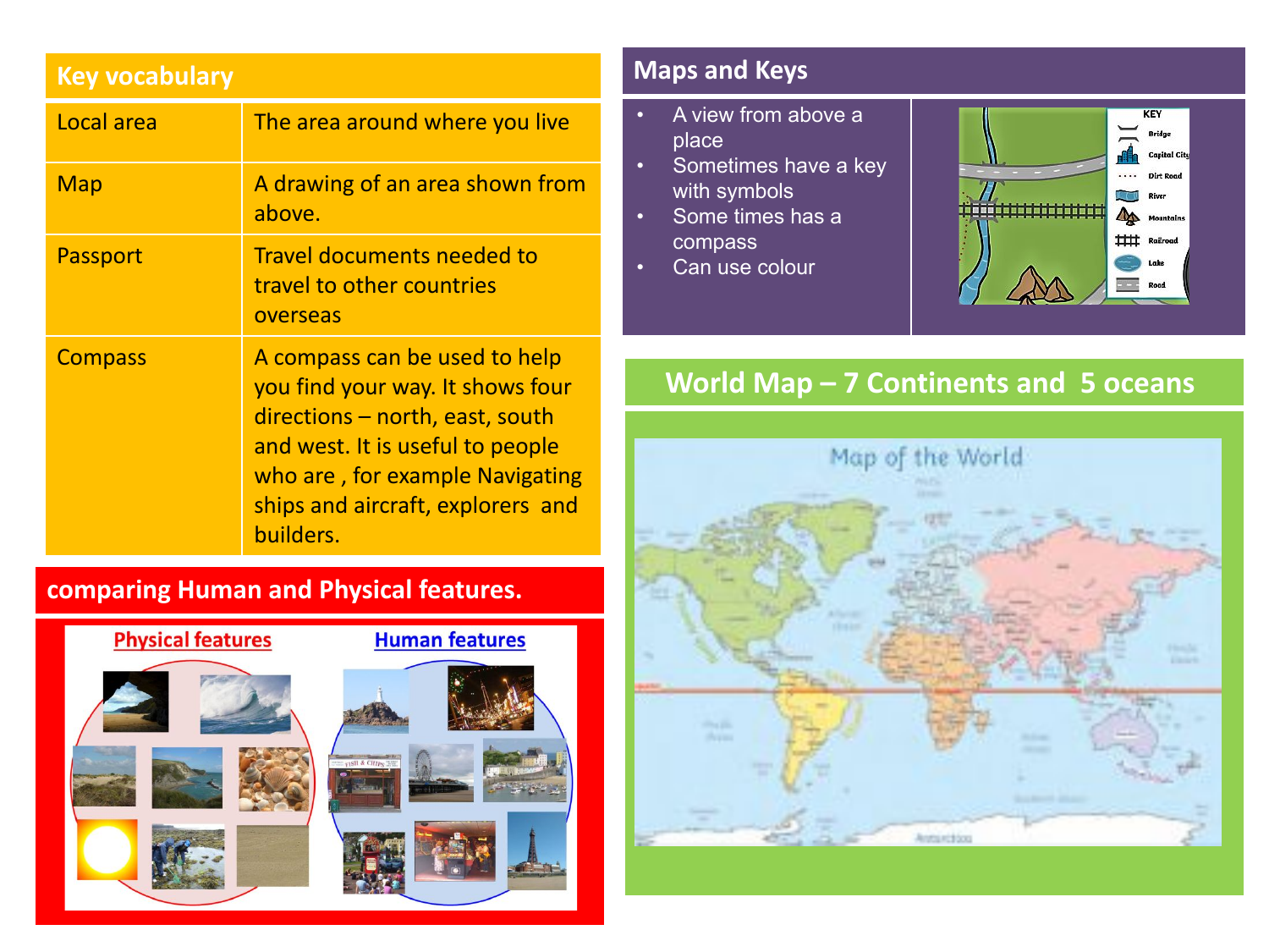## Key vocabulary

| | |
|---|---|
| Local area | The area around where you live |
| Map | A drawing of an area shown from above. |
| Passport | Travel documents needed to travel to other countries overseas |
| Compass | A compass can be used to help you find your way. It shows four directions – north, east, south and west. It is useful to people who are , for example Navigating ships and aircraft, explorers and builders. |

## comparing Human and Physical features.

Physical features

Human features

## Maps and Keys

- A view from above a place
- Sometimes have a key with symbols
- Some times has a compass
- Can use colour

KEY
Bridge
Capital City
Dirt Road
River
Mountains
Railroad
Lake
Road

## World Map – 7 Continents and 5 oceans

Map of the World